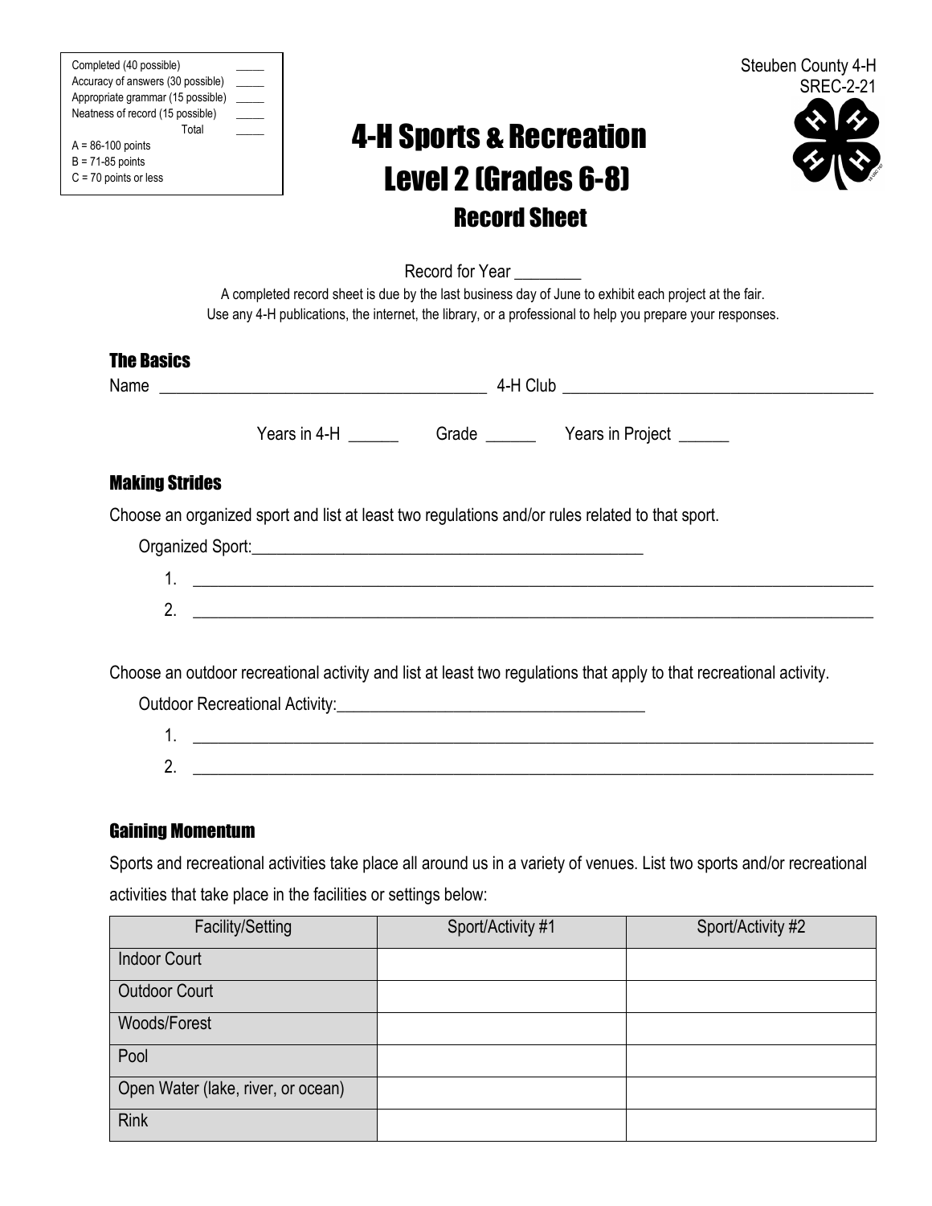| | |
|---|---|
| Completed (40 possible) | _____ |
| Accuracy of answers (30 possible) | _____ |
| Appropriate grammar (15 possible) | _____ |
| Neatness of record (15 possible) | _____ |
| Total | _____ |

A = 86-100 points
B = 71-85 points
C = 70 points or less

Steuben County 4-H
SREC-2-21

# 4-H Sports & Recreation
# Level 2 (Grades 6-8)
## Record Sheet

Record for Year ________

A completed record sheet is due by the last business day of June to exhibit each project at the fair.
Use any 4-H publications, the internet, the library, or a professional to help you prepare your responses.

### The Basics

Name ________________________________________ 4-H Club ______________________________________

Years in 4-H ______ Grade ______ Years in Project ______

### Making Strides

Choose an organized sport and list at least two regulations and/or rules related to that sport.

Organized Sport:_________________________________________________

1. ________________________________________________________________________________
2. ________________________________________________________________________________

Choose an outdoor recreational activity and list at least two regulations that apply to that recreational activity.

Outdoor Recreational Activity:_____________________________________

1. ________________________________________________________________________________
2. ________________________________________________________________________________

### Gaining Momentum

Sports and recreational activities take place all around us in a variety of venues. List two sports and/or recreational activities that take place in the facilities or settings below:

| Facility/Setting | Sport/Activity #1 | Sport/Activity #2 |
|---|---|---|
| Indoor Court | | |
| Outdoor Court | | |
| Woods/Forest | | |
| Pool | | |
| Open Water (lake, river, or ocean) | | |
| Rink | | |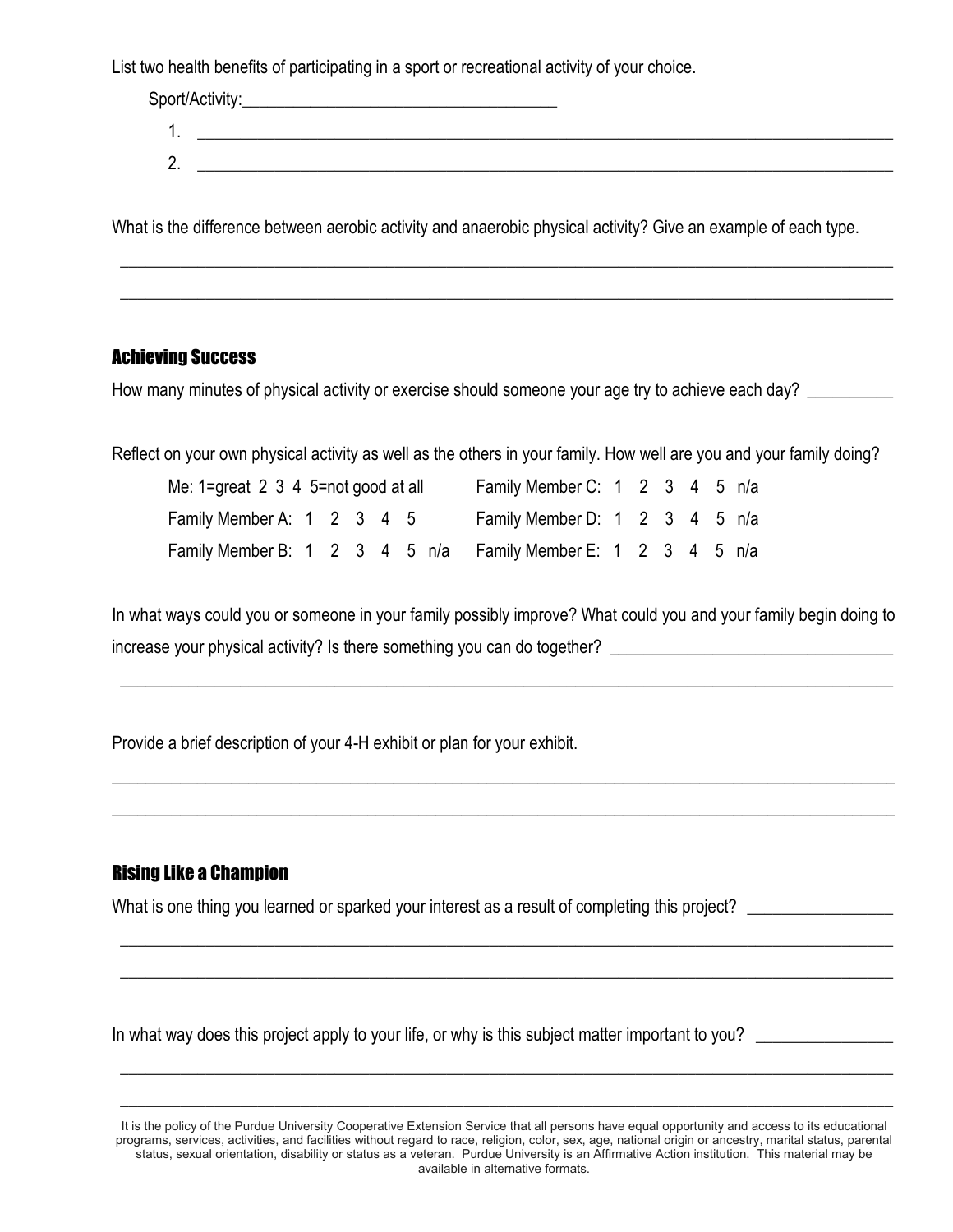List two health benefits of participating in a sport or recreational activity of your choice.

Sport/Activity:_____________________________________

1. ________________________________________________________________________________
2. ________________________________________________________________________________

What is the difference between aerobic activity and anaerobic physical activity? Give an example of each type.

___________________________________________________________________________________________

___________________________________________________________________________________________

## Achieving Success

How many minutes of physical activity or exercise should someone your age try to achieve each day? __________

Reflect on your own physical activity as well as the others in your family. How well are you and your family doing?

| | |
|---|---|
| Me: 1=great 2 3 4 5=not good at all | Family Member C: 1 2 3 4 5 n/a |
| Family Member A: 1 2 3 4 5 | Family Member D: 1 2 3 4 5 n/a |
| Family Member B: 1 2 3 4 5 n/a | Family Member E: 1 2 3 4 5 n/a |

In what ways could you or someone in your family possibly improve? What could you and your family begin doing to increase your physical activity? Is there something you can do together? _________________________________

___________________________________________________________________________________________

Provide a brief description of your 4-H exhibit or plan for your exhibit.

___________________________________________________________________________________________

___________________________________________________________________________________________

## Rising Like a Champion

What is one thing you learned or sparked your interest as a result of completing this project? _________________

___________________________________________________________________________________________

___________________________________________________________________________________________

In what way does this project apply to your life, or why is this subject matter important to you? ________________

___________________________________________________________________________________________

___________________________________________________________________________________________

It is the policy of the Purdue University Cooperative Extension Service that all persons have equal opportunity and access to its educational programs, services, activities, and facilities without regard to race, religion, color, sex, age, national origin or ancestry, marital status, parental status, sexual orientation, disability or status as a veteran. Purdue University is an Affirmative Action institution. This material may be available in alternative formats.